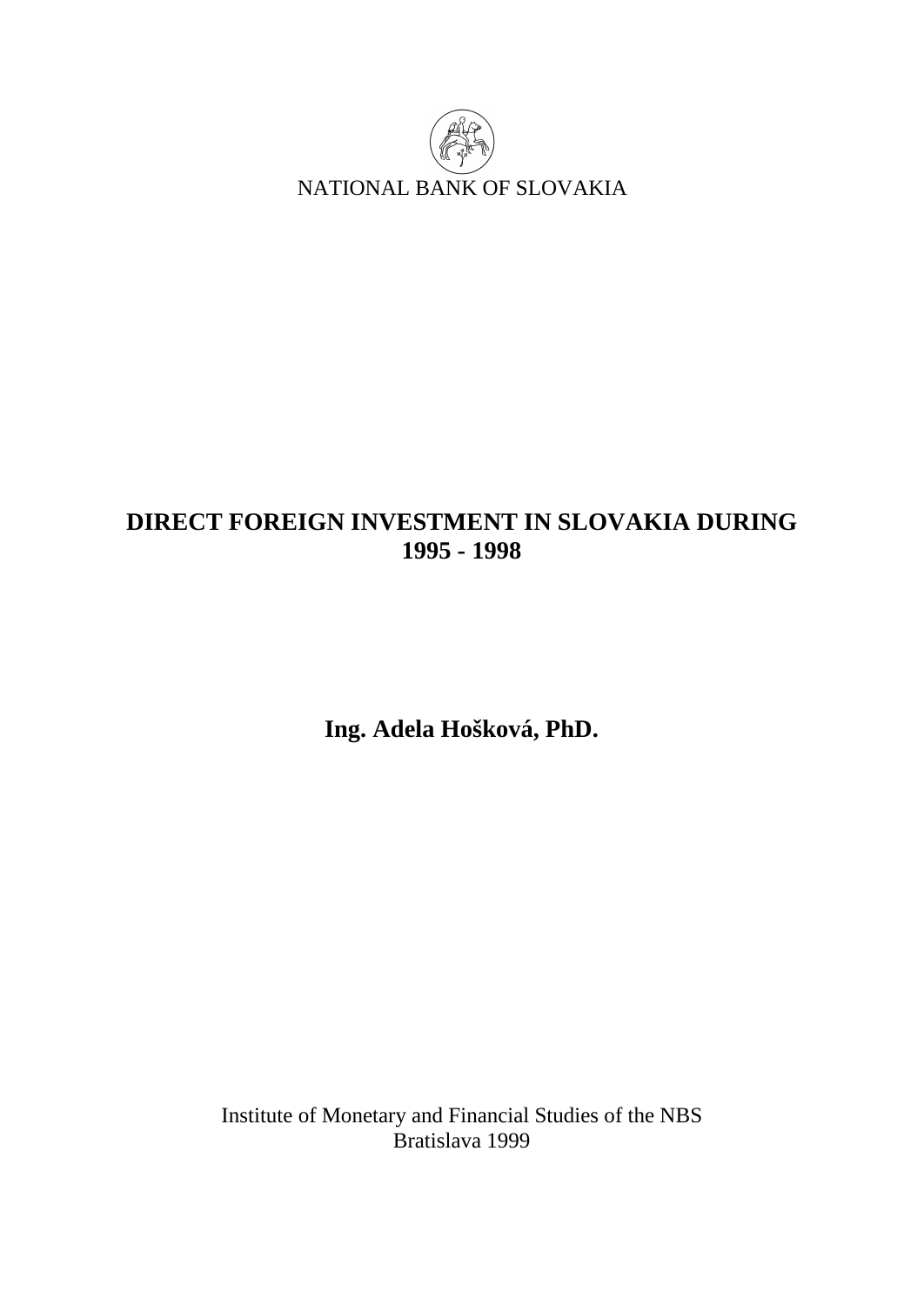NATIONAL BANK OF SLOVAKIA

# DIRECT FOREIGN INVESTMENT IN SLOVAKIA DURING 1995 - 1998

**Ing. Adela Hošková, PhD.**

Institute of Monetary and Financial Studies of the NBS
Bratislava 1999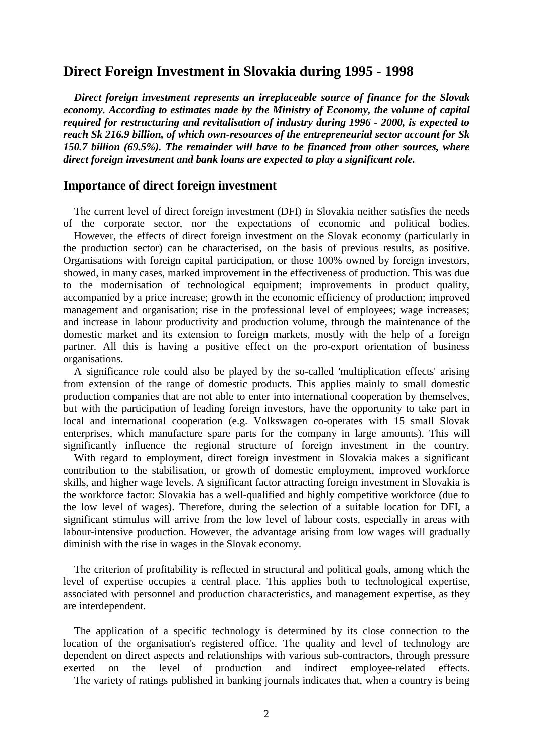## Direct Foreign Investment in Slovakia during 1995 - 1998

***Direct foreign investment represents an irreplaceable source of finance for the Slovak economy. According to estimates made by the Ministry of Economy, the volume of capital required for restructuring and revitalisation of industry during 1996 - 2000, is expected to reach Sk 216.9 billion, of which own-resources of the entrepreneurial sector account for Sk 150.7 billion (69.5%). The remainder will have to be financed from other sources, where direct foreign investment and bank loans are expected to play a significant role.***

### Importance of direct foreign investment

The current level of direct foreign investment (DFI) in Slovakia neither satisfies the needs of the corporate sector, nor the expectations of economic and political bodies.

However, the effects of direct foreign investment on the Slovak economy (particularly in the production sector) can be characterised, on the basis of previous results, as positive. Organisations with foreign capital participation, or those 100% owned by foreign investors, showed, in many cases, marked improvement in the effectiveness of production. This was due to the modernisation of technological equipment; improvements in product quality, accompanied by a price increase; growth in the economic efficiency of production; improved management and organisation; rise in the professional level of employees; wage increases; and increase in labour productivity and production volume, through the maintenance of the domestic market and its extension to foreign markets, mostly with the help of a foreign partner. All this is having a positive effect on the pro-export orientation of business organisations.

A significance role could also be played by the so-called 'multiplication effects' arising from extension of the range of domestic products. This applies mainly to small domestic production companies that are not able to enter into international cooperation by themselves, but with the participation of leading foreign investors, have the opportunity to take part in local and international cooperation (e.g. Volkswagen co-operates with 15 small Slovak enterprises, which manufacture spare parts for the company in large amounts). This will significantly influence the regional structure of foreign investment in the country.

With regard to employment, direct foreign investment in Slovakia makes a significant contribution to the stabilisation, or growth of domestic employment, improved workforce skills, and higher wage levels. A significant factor attracting foreign investment in Slovakia is the workforce factor: Slovakia has a well-qualified and highly competitive workforce (due to the low level of wages). Therefore, during the selection of a suitable location for DFI, a significant stimulus will arrive from the low level of labour costs, especially in areas with labour-intensive production. However, the advantage arising from low wages will gradually diminish with the rise in wages in the Slovak economy.

The criterion of profitability is reflected in structural and political goals, among which the level of expertise occupies a central place. This applies both to technological expertise, associated with personnel and production characteristics, and management expertise, as they are interdependent.

The application of a specific technology is determined by its close connection to the location of the organisation's registered office. The quality and level of technology are dependent on direct aspects and relationships with various sub-contractors, through pressure exerted on the level of production and indirect employee-related effects.

The variety of ratings published in banking journals indicates that, when a country is being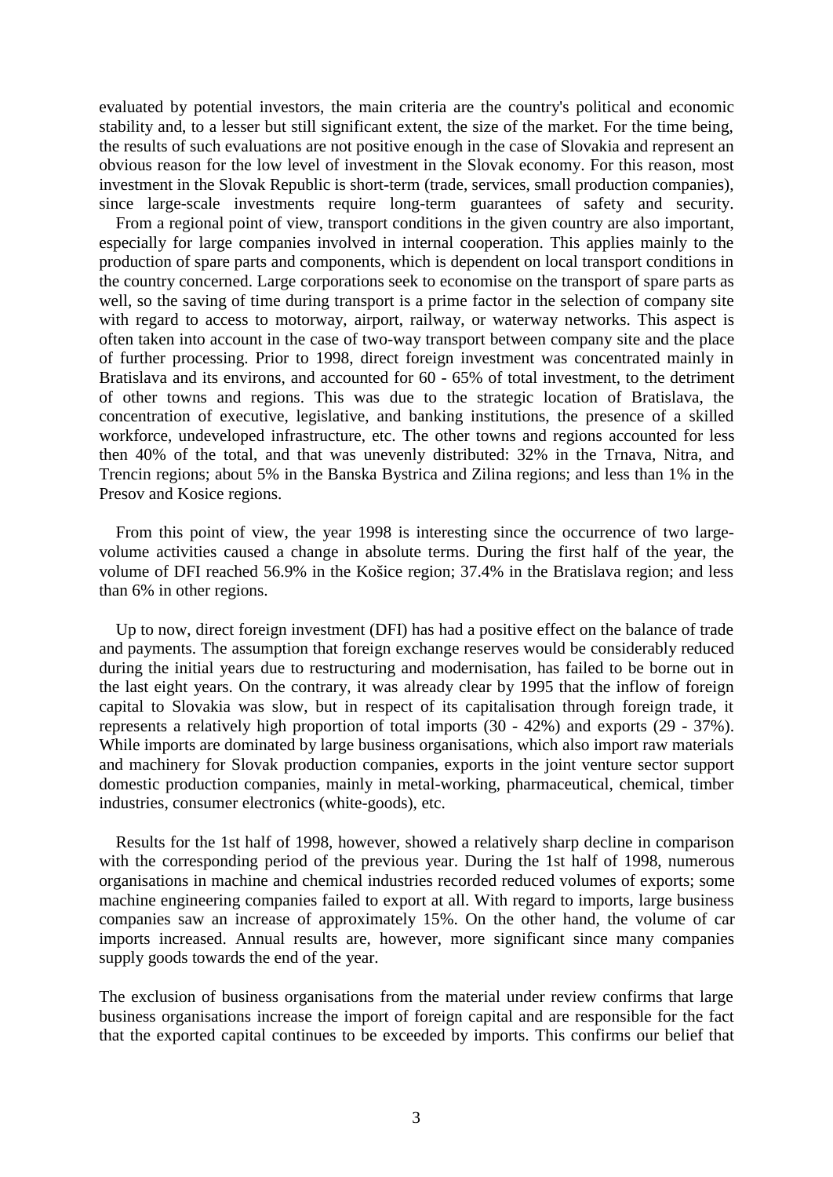evaluated by potential investors, the main criteria are the country's political and economic stability and, to a lesser but still significant extent, the size of the market. For the time being, the results of such evaluations are not positive enough in the case of Slovakia and represent an obvious reason for the low level of investment in the Slovak economy. For this reason, most investment in the Slovak Republic is short-term (trade, services, small production companies), since large-scale investments require long-term guarantees of safety and security.

From a regional point of view, transport conditions in the given country are also important, especially for large companies involved in internal cooperation. This applies mainly to the production of spare parts and components, which is dependent on local transport conditions in the country concerned. Large corporations seek to economise on the transport of spare parts as well, so the saving of time during transport is a prime factor in the selection of company site with regard to access to motorway, airport, railway, or waterway networks. This aspect is often taken into account in the case of two-way transport between company site and the place of further processing. Prior to 1998, direct foreign investment was concentrated mainly in Bratislava and its environs, and accounted for 60 - 65% of total investment, to the detriment of other towns and regions. This was due to the strategic location of Bratislava, the concentration of executive, legislative, and banking institutions, the presence of a skilled workforce, undeveloped infrastructure, etc. The other towns and regions accounted for less then 40% of the total, and that was unevenly distributed: 32% in the Trnava, Nitra, and Trencin regions; about 5% in the Banska Bystrica and Zilina regions; and less than 1% in the Presov and Kosice regions.

From this point of view, the year 1998 is interesting since the occurrence of two large-volume activities caused a change in absolute terms. During the first half of the year, the volume of DFI reached 56.9% in the Košice region; 37.4% in the Bratislava region; and less than 6% in other regions.

Up to now, direct foreign investment (DFI) has had a positive effect on the balance of trade and payments. The assumption that foreign exchange reserves would be considerably reduced during the initial years due to restructuring and modernisation, has failed to be borne out in the last eight years. On the contrary, it was already clear by 1995 that the inflow of foreign capital to Slovakia was slow, but in respect of its capitalisation through foreign trade, it represents a relatively high proportion of total imports (30 - 42%) and exports (29 - 37%). While imports are dominated by large business organisations, which also import raw materials and machinery for Slovak production companies, exports in the joint venture sector support domestic production companies, mainly in metal-working, pharmaceutical, chemical, timber industries, consumer electronics (white-goods), etc.

Results for the 1st half of 1998, however, showed a relatively sharp decline in comparison with the corresponding period of the previous year. During the 1st half of 1998, numerous organisations in machine and chemical industries recorded reduced volumes of exports; some machine engineering companies failed to export at all. With regard to imports, large business companies saw an increase of approximately 15%. On the other hand, the volume of car imports increased. Annual results are, however, more significant since many companies supply goods towards the end of the year.

The exclusion of business organisations from the material under review confirms that large business organisations increase the import of foreign capital and are responsible for the fact that the exported capital continues to be exceeded by imports. This confirms our belief that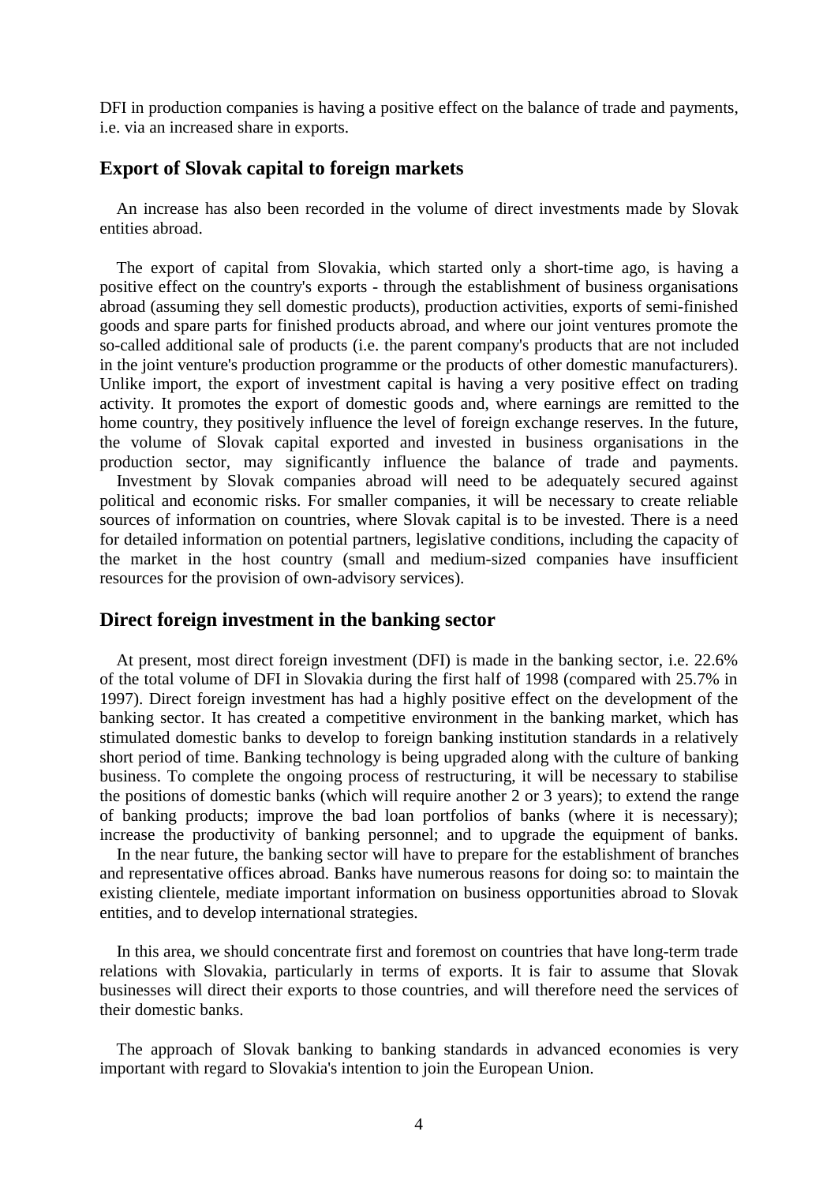DFI in production companies is having a positive effect on the balance of trade and payments, i.e. via an increased share in exports.

## Export of Slovak capital to foreign markets

An increase has also been recorded in the volume of direct investments made by Slovak entities abroad.

The export of capital from Slovakia, which started only a short-time ago, is having a positive effect on the country's exports - through the establishment of business organisations abroad (assuming they sell domestic products), production activities, exports of semi-finished goods and spare parts for finished products abroad, and where our joint ventures promote the so-called additional sale of products (i.e. the parent company's products that are not included in the joint venture's production programme or the products of other domestic manufacturers). Unlike import, the export of investment capital is having a very positive effect on trading activity. It promotes the export of domestic goods and, where earnings are remitted to the home country, they positively influence the level of foreign exchange reserves. In the future, the volume of Slovak capital exported and invested in business organisations in the production sector, may significantly influence the balance of trade and payments.

Investment by Slovak companies abroad will need to be adequately secured against political and economic risks. For smaller companies, it will be necessary to create reliable sources of information on countries, where Slovak capital is to be invested. There is a need for detailed information on potential partners, legislative conditions, including the capacity of the market in the host country (small and medium-sized companies have insufficient resources for the provision of own-advisory services).

## Direct foreign investment in the banking sector

At present, most direct foreign investment (DFI) is made in the banking sector, i.e. 22.6% of the total volume of DFI in Slovakia during the first half of 1998 (compared with 25.7% in 1997). Direct foreign investment has had a highly positive effect on the development of the banking sector. It has created a competitive environment in the banking market, which has stimulated domestic banks to develop to foreign banking institution standards in a relatively short period of time. Banking technology is being upgraded along with the culture of banking business. To complete the ongoing process of restructuring, it will be necessary to stabilise the positions of domestic banks (which will require another 2 or 3 years); to extend the range of banking products; improve the bad loan portfolios of banks (where it is necessary); increase the productivity of banking personnel; and to upgrade the equipment of banks.

In the near future, the banking sector will have to prepare for the establishment of branches and representative offices abroad. Banks have numerous reasons for doing so: to maintain the existing clientele, mediate important information on business opportunities abroad to Slovak entities, and to develop international strategies.

In this area, we should concentrate first and foremost on countries that have long-term trade relations with Slovakia, particularly in terms of exports. It is fair to assume that Slovak businesses will direct their exports to those countries, and will therefore need the services of their domestic banks.

The approach of Slovak banking to banking standards in advanced economies is very important with regard to Slovakia's intention to join the European Union.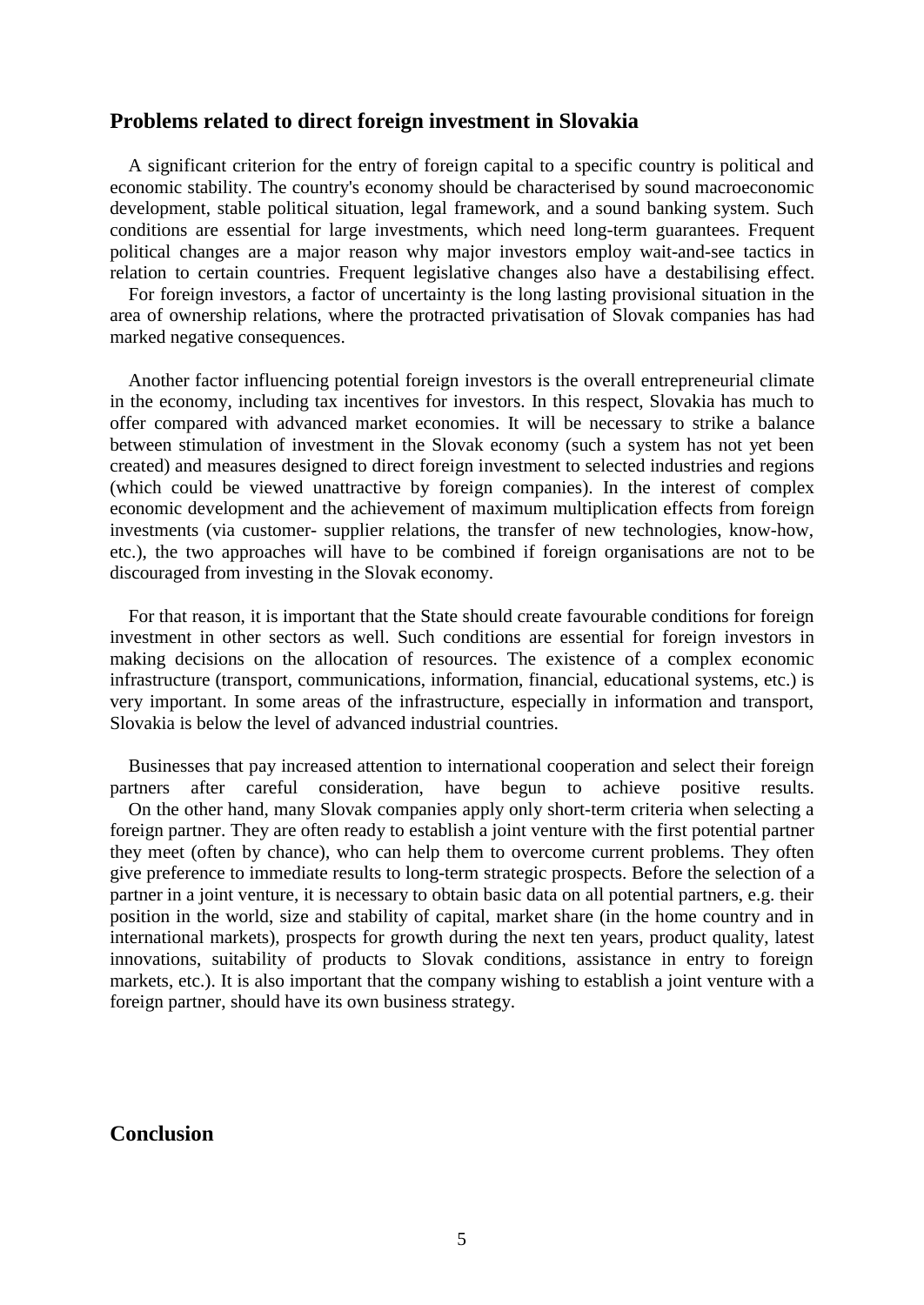## Problems related to direct foreign investment in Slovakia

A significant criterion for the entry of foreign capital to a specific country is political and economic stability. The country's economy should be characterised by sound macroeconomic development, stable political situation, legal framework, and a sound banking system. Such conditions are essential for large investments, which need long-term guarantees. Frequent political changes are a major reason why major investors employ wait-and-see tactics in relation to certain countries. Frequent legislative changes also have a destabilising effect.

For foreign investors, a factor of uncertainty is the long lasting provisional situation in the area of ownership relations, where the protracted privatisation of Slovak companies has had marked negative consequences.

Another factor influencing potential foreign investors is the overall entrepreneurial climate in the economy, including tax incentives for investors. In this respect, Slovakia has much to offer compared with advanced market economies. It will be necessary to strike a balance between stimulation of investment in the Slovak economy (such a system has not yet been created) and measures designed to direct foreign investment to selected industries and regions (which could be viewed unattractive by foreign companies). In the interest of complex economic development and the achievement of maximum multiplication effects from foreign investments (via customer- supplier relations, the transfer of new technologies, know-how, etc.), the two approaches will have to be combined if foreign organisations are not to be discouraged from investing in the Slovak economy.

For that reason, it is important that the State should create favourable conditions for foreign investment in other sectors as well. Such conditions are essential for foreign investors in making decisions on the allocation of resources. The existence of a complex economic infrastructure (transport, communications, information, financial, educational systems, etc.) is very important. In some areas of the infrastructure, especially in information and transport, Slovakia is below the level of advanced industrial countries.

Businesses that pay increased attention to international cooperation and select their foreign partners after careful consideration, have begun to achieve positive results.

On the other hand, many Slovak companies apply only short-term criteria when selecting a foreign partner. They are often ready to establish a joint venture with the first potential partner they meet (often by chance), who can help them to overcome current problems. They often give preference to immediate results to long-term strategic prospects. Before the selection of a partner in a joint venture, it is necessary to obtain basic data on all potential partners, e.g. their position in the world, size and stability of capital, market share (in the home country and in international markets), prospects for growth during the next ten years, product quality, latest innovations, suitability of products to Slovak conditions, assistance in entry to foreign markets, etc.). It is also important that the company wishing to establish a joint venture with a foreign partner, should have its own business strategy.

## Conclusion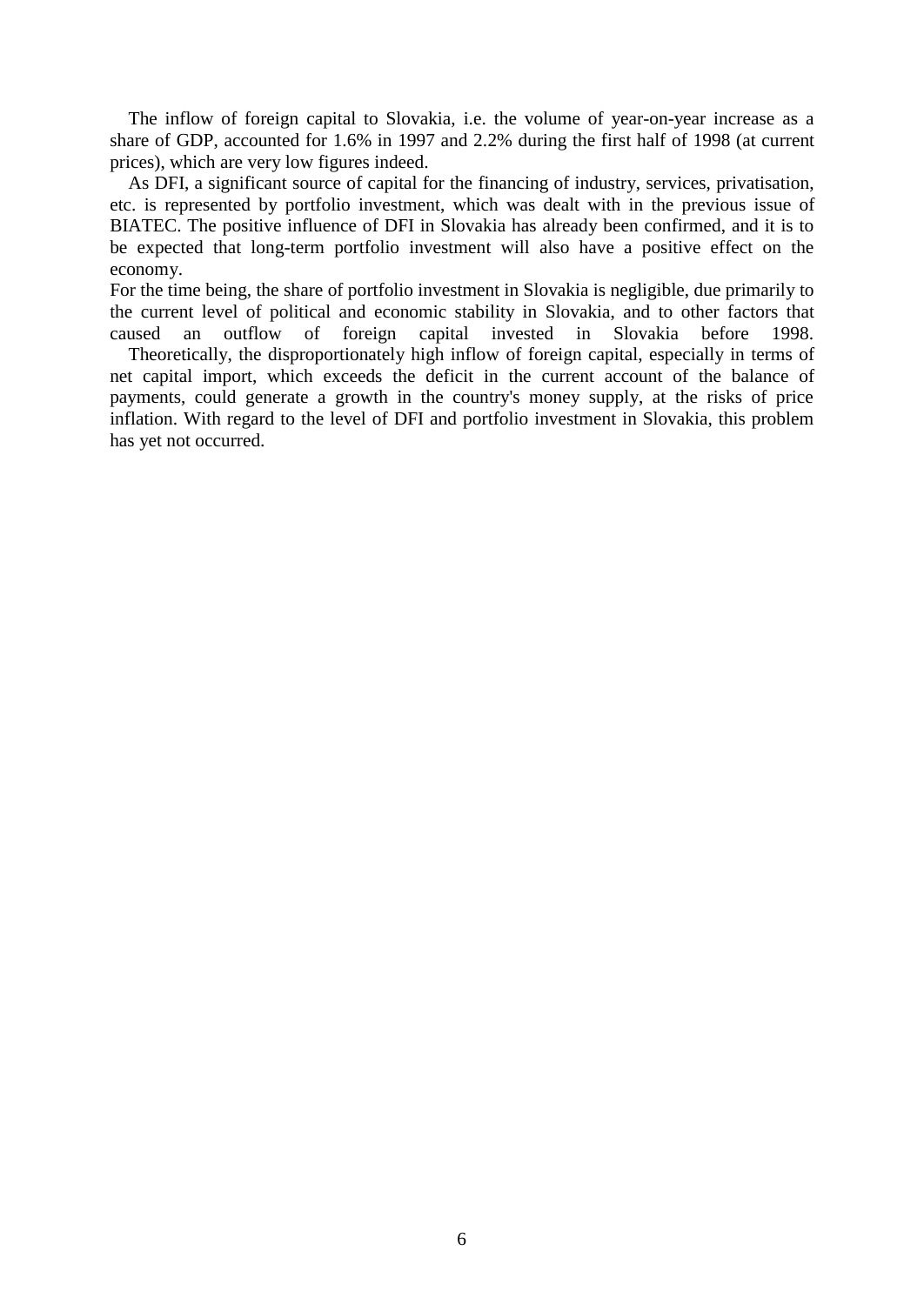The inflow of foreign capital to Slovakia, i.e. the volume of year-on-year increase as a share of GDP, accounted for 1.6% in 1997 and 2.2% during the first half of 1998 (at current prices), which are very low figures indeed.

As DFI, a significant source of capital for the financing of industry, services, privatisation, etc. is represented by portfolio investment, which was dealt with in the previous issue of BIATEC. The positive influence of DFI in Slovakia has already been confirmed, and it is to be expected that long-term portfolio investment will also have a positive effect on the economy.

For the time being, the share of portfolio investment in Slovakia is negligible, due primarily to the current level of political and economic stability in Slovakia, and to other factors that caused an outflow of foreign capital invested in Slovakia before 1998.

Theoretically, the disproportionately high inflow of foreign capital, especially in terms of net capital import, which exceeds the deficit in the current account of the balance of payments, could generate a growth in the country's money supply, at the risks of price inflation. With regard to the level of DFI and portfolio investment in Slovakia, this problem has yet not occurred.